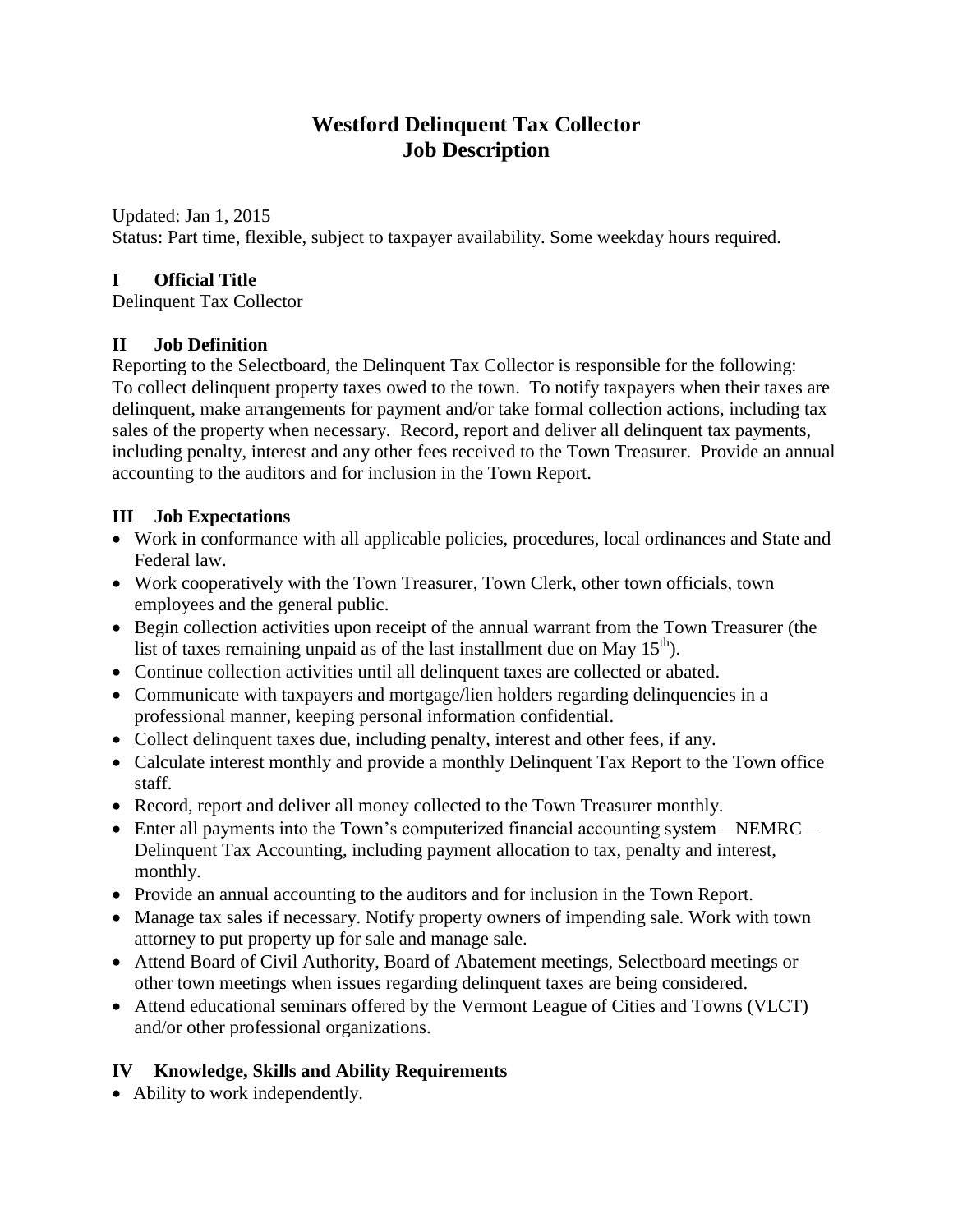# Westford Delinquent Tax Collector
# Job Description

Updated: Jan 1, 2015
Status: Part time, flexible, subject to taxpayer availability. Some weekday hours required.

## I Official Title

Delinquent Tax Collector

## II Job Definition

Reporting to the Selectboard, the Delinquent Tax Collector is responsible for the following:
To collect delinquent property taxes owed to the town. To notify taxpayers when their taxes are delinquent, make arrangements for payment and/or take formal collection actions, including tax sales of the property when necessary. Record, report and deliver all delinquent tax payments, including penalty, interest and any other fees received to the Town Treasurer. Provide an annual accounting to the auditors and for inclusion in the Town Report.

## III Job Expectations

- Work in conformance with all applicable policies, procedures, local ordinances and State and Federal law.
- Work cooperatively with the Town Treasurer, Town Clerk, other town officials, town employees and the general public.
- Begin collection activities upon receipt of the annual warrant from the Town Treasurer (the list of taxes remaining unpaid as of the last installment due on May 15th).
- Continue collection activities until all delinquent taxes are collected or abated.
- Communicate with taxpayers and mortgage/lien holders regarding delinquencies in a professional manner, keeping personal information confidential.
- Collect delinquent taxes due, including penalty, interest and other fees, if any.
- Calculate interest monthly and provide a monthly Delinquent Tax Report to the Town office staff.
- Record, report and deliver all money collected to the Town Treasurer monthly.
- Enter all payments into the Town's computerized financial accounting system – NEMRC – Delinquent Tax Accounting, including payment allocation to tax, penalty and interest, monthly.
- Provide an annual accounting to the auditors and for inclusion in the Town Report.
- Manage tax sales if necessary. Notify property owners of impending sale. Work with town attorney to put property up for sale and manage sale.
- Attend Board of Civil Authority, Board of Abatement meetings, Selectboard meetings or other town meetings when issues regarding delinquent taxes are being considered.
- Attend educational seminars offered by the Vermont League of Cities and Towns (VLCT) and/or other professional organizations.

## IV Knowledge, Skills and Ability Requirements

- Ability to work independently.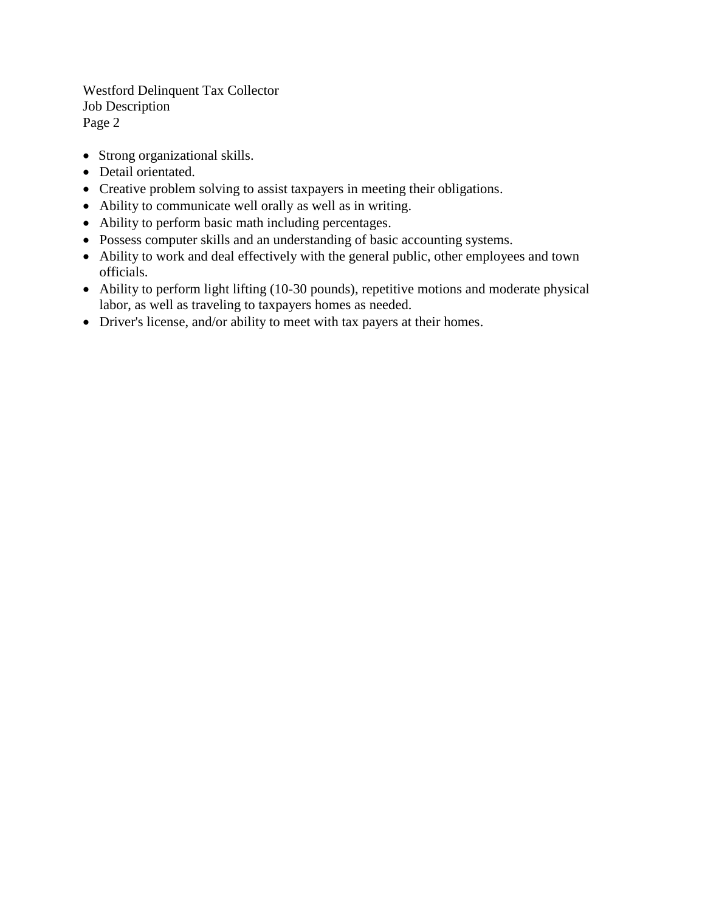- Strong organizational skills.
- Detail orientated.
- Creative problem solving to assist taxpayers in meeting their obligations.
- Ability to communicate well orally as well as in writing.
- Ability to perform basic math including percentages.
- Possess computer skills and an understanding of basic accounting systems.
- Ability to work and deal effectively with the general public, other employees and town officials.
- Ability to perform light lifting (10-30 pounds), repetitive motions and moderate physical labor, as well as traveling to taxpayers homes as needed.
- Driver's license, and/or ability to meet with tax payers at their homes.